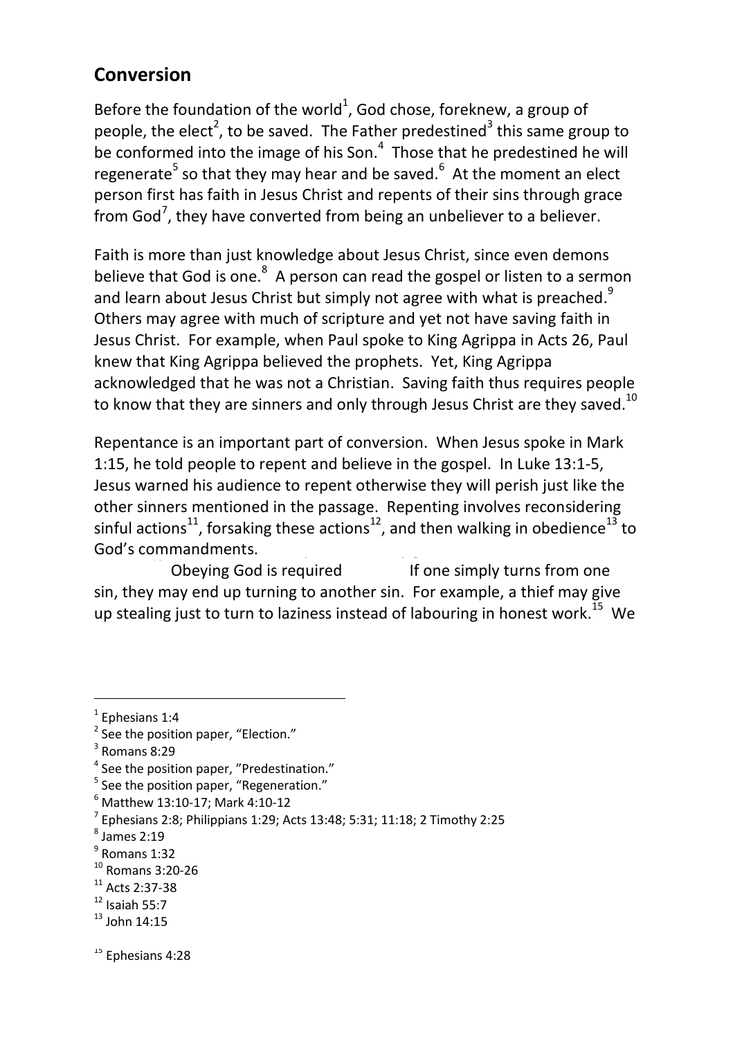## Conversion

Before the foundation of the world[1], God chose, foreknew, a group of people, the elect[2], to be saved. The Father predestined[3] this same group to be conformed into the image of his Son.[4] Those that he predestined he will regenerate[5] so that they may hear and be saved.[6] At the moment an elect person first has faith in Jesus Christ and repents of their sins through grace from God[7], they have converted from being an unbeliever to a believer.

Faith is more than just knowledge about Jesus Christ, since even demons believe that God is one.[8] A person can read the gospel or listen to a sermon and learn about Jesus Christ but simply not agree with what is preached.[9] Others may agree with much of scripture and yet not have saving faith in Jesus Christ. For example, when Paul spoke to King Agrippa in Acts 26, Paul knew that King Agrippa believed the prophets. Yet, King Agrippa acknowledged that he was not a Christian. Saving faith thus requires people to know that they are sinners and only through Jesus Christ are they saved.[10]

Repentance is an important part of conversion. When Jesus spoke in Mark 1:15, he told people to repent and believe in the gospel. In Luke 13:1-5, Jesus warned his audience to repent otherwise they will perish just like the other sinners mentioned in the passage. Repenting involves reconsidering sinful actions[11], forsaking these actions[12], and then walking in obedience[13] to God's commandments.

Obeying God is required If one simply turns from one sin, they may end up turning to another sin. For example, a thief may give up stealing just to turn to laziness instead of labouring in honest work.[15] We

---

[1] Ephesians 1:4
[2] See the position paper, "Election."
[3] Romans 8:29
[4] See the position paper, "Predestination."
[5] See the position paper, "Regeneration."
[6] Matthew 13:10-17; Mark 4:10-12
[7] Ephesians 2:8; Philippians 1:29; Acts 13:48; 5:31; 11:18; 2 Timothy 2:25
[8] James 2:19
[9] Romans 1:32
[10] Romans 3:20-26
[11] Acts 2:37-38
[12] Isaiah 55:7
[13] John 14:15

[15] Ephesians 4:28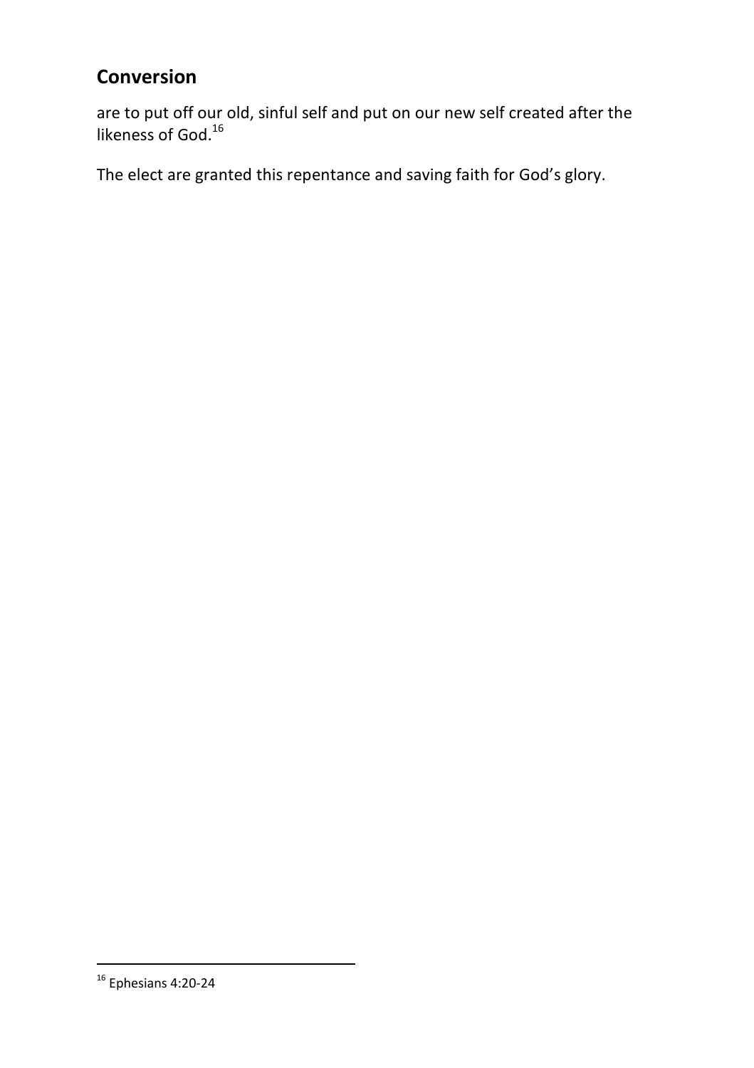## Conversion

are to put off our old, sinful self and put on our new self created after the likeness of God.[16]

The elect are granted this repentance and saving faith for God's glory.

---

[16] Ephesians 4:20-24